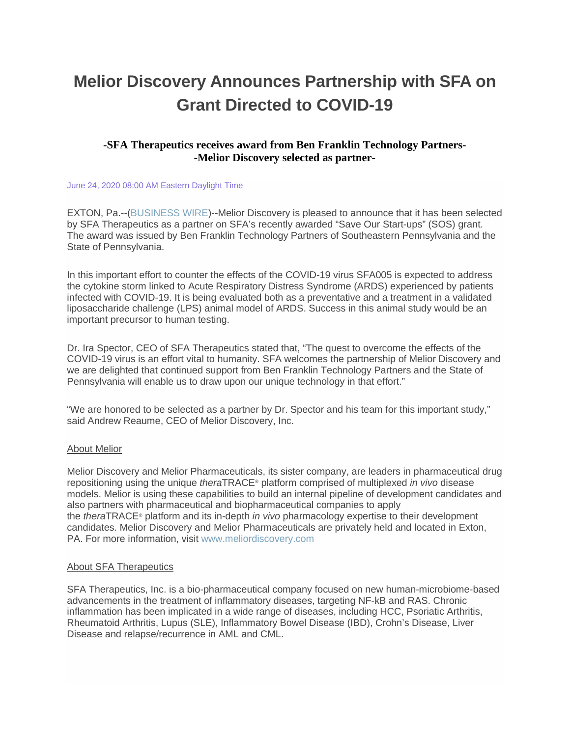# Melior Discovery Announces Partnership with SFA on Grant Directed to COVID-19

**-SFA Therapeutics receives award from Ben Franklin Technology Partners-**
**-Melior Discovery selected as partner-**

June 24, 2020 08:00 AM Eastern Daylight Time

EXTON, Pa.--(BUSINESS WIRE)--Melior Discovery is pleased to announce that it has been selected by SFA Therapeutics as a partner on SFA's recently awarded "Save Our Start-ups" (SOS) grant. The award was issued by Ben Franklin Technology Partners of Southeastern Pennsylvania and the State of Pennsylvania.

In this important effort to counter the effects of the COVID-19 virus SFA005 is expected to address the cytokine storm linked to Acute Respiratory Distress Syndrome (ARDS) experienced by patients infected with COVID-19. It is being evaluated both as a preventative and a treatment in a validated liposaccharide challenge (LPS) animal model of ARDS. Success in this animal study would be an important precursor to human testing.

Dr. Ira Spector, CEO of SFA Therapeutics stated that, "The quest to overcome the effects of the COVID-19 virus is an effort vital to humanity. SFA welcomes the partnership of Melior Discovery and we are delighted that continued support from Ben Franklin Technology Partners and the State of Pennsylvania will enable us to draw upon our unique technology in that effort."

"We are honored to be selected as a partner by Dr. Spector and his team for this important study," said Andrew Reaume, CEO of Melior Discovery, Inc.

## About Melior

Melior Discovery and Melior Pharmaceuticals, its sister company, are leaders in pharmaceutical drug repositioning using the unique *thera*TRACE® platform comprised of multiplexed *in vivo* disease models. Melior is using these capabilities to build an internal pipeline of development candidates and also partners with pharmaceutical and biopharmaceutical companies to apply the *thera*TRACE® platform and its in-depth *in vivo* pharmacology expertise to their development candidates. Melior Discovery and Melior Pharmaceuticals are privately held and located in Exton, PA. For more information, visit www.meliordiscovery.com

## About SFA Therapeutics

SFA Therapeutics, Inc. is a bio-pharmaceutical company focused on new human-microbiome-based advancements in the treatment of inflammatory diseases, targeting NF-kB and RAS. Chronic inflammation has been implicated in a wide range of diseases, including HCC, Psoriatic Arthritis, Rheumatoid Arthritis, Lupus (SLE), Inflammatory Bowel Disease (IBD), Crohn's Disease, Liver Disease and relapse/recurrence in AML and CML.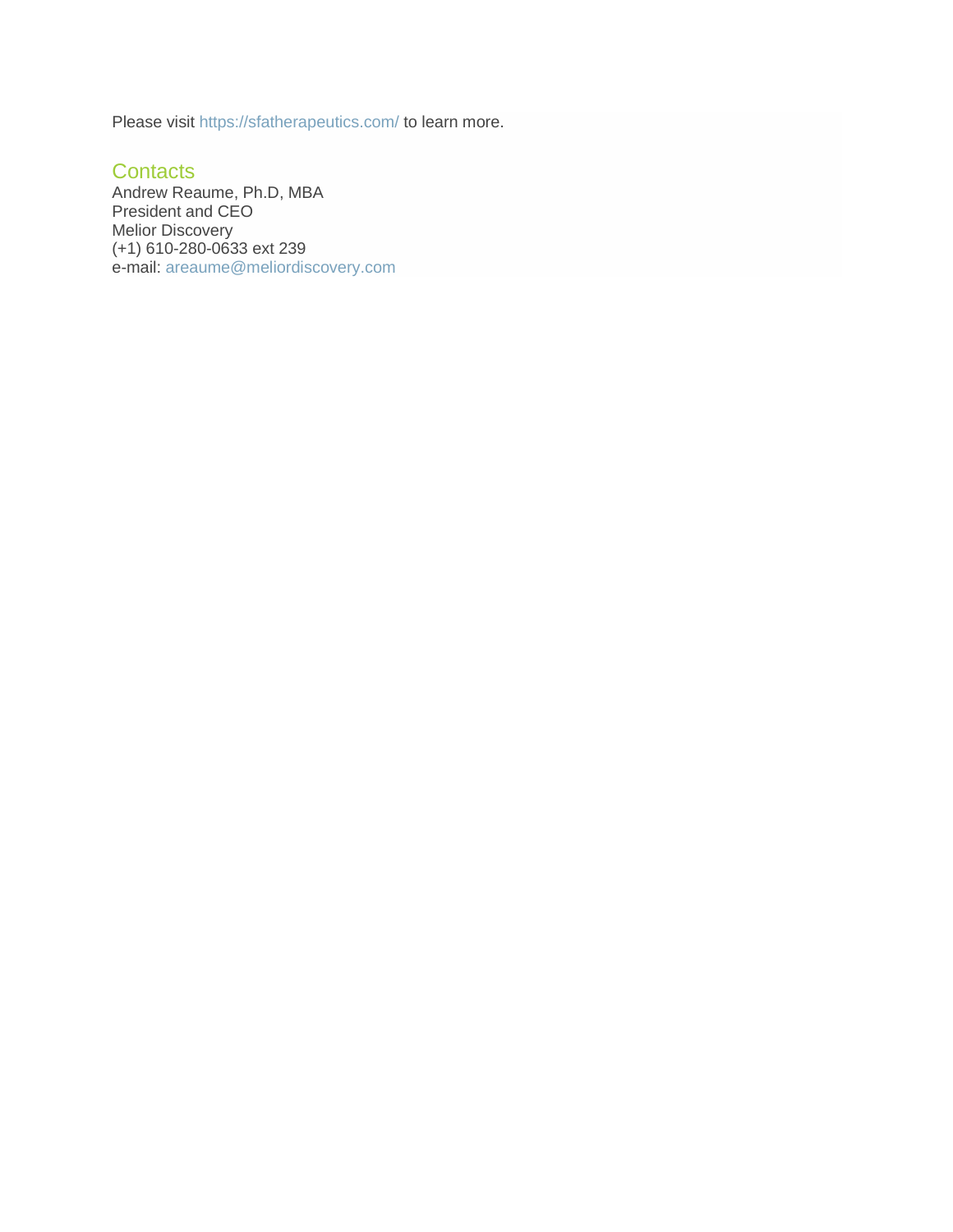Please visit https://sfatherapeutics.com/ to learn more.

## Contacts

Andrew Reaume, Ph.D, MBA
President and CEO
Melior Discovery
(+1) 610-280-0633 ext 239
e-mail: areaume@meliordiscovery.com